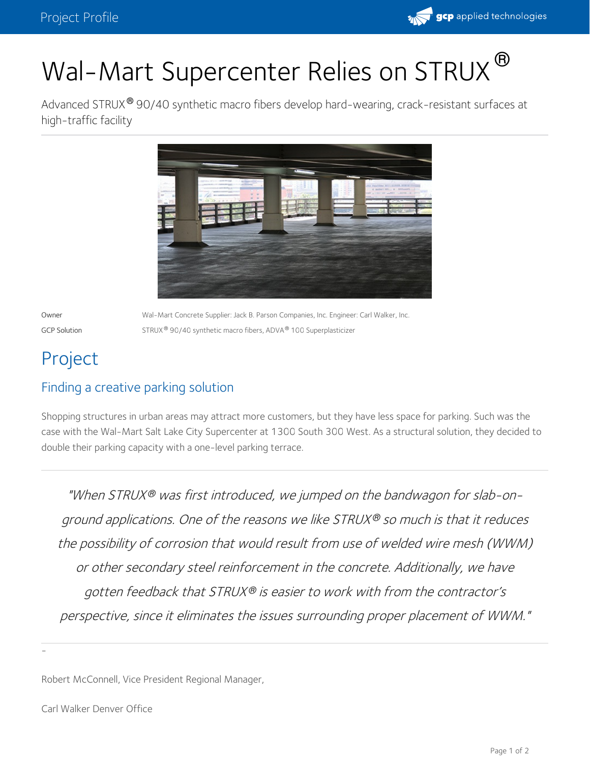# Wal-Mart Supercenter Relies on STRUX®

Advanced STRUX® 90/40 synthetic macro fibers develop hard-wearing, crack-resistant surfaces at high-traffic facility

| | |
|---|---|
| Owner | Wal-Mart Concrete Supplier: Jack B. Parson Companies, Inc. Engineer: Carl Walker, Inc. |
| GCP Solution | STRUX® 90/40 synthetic macro fibers, ADVA® 100 Superplasticizer |

## Project

### Finding a creative parking solution

Shopping structures in urban areas may attract more customers, but they have less space for parking. Such was the case with the Wal-Mart Salt Lake City Supercenter at 1300 South 300 West. As a structural solution, they decided to double their parking capacity with a one-level parking terrace.

---

*"When STRUX® was first introduced, we jumped on the bandwagon for slab-on-ground applications. One of the reasons we like STRUX® so much is that it reduces the possibility of corrosion that would result from use of welded wire mesh (WWM) or other secondary steel reinforcement in the concrete. Additionally, we have gotten feedback that STRUX® is easier to work with from the contractor's perspective, since it eliminates the issues surrounding proper placement of WWM."*

---

-

Robert McConnell, Vice President Regional Manager,

Carl Walker Denver Office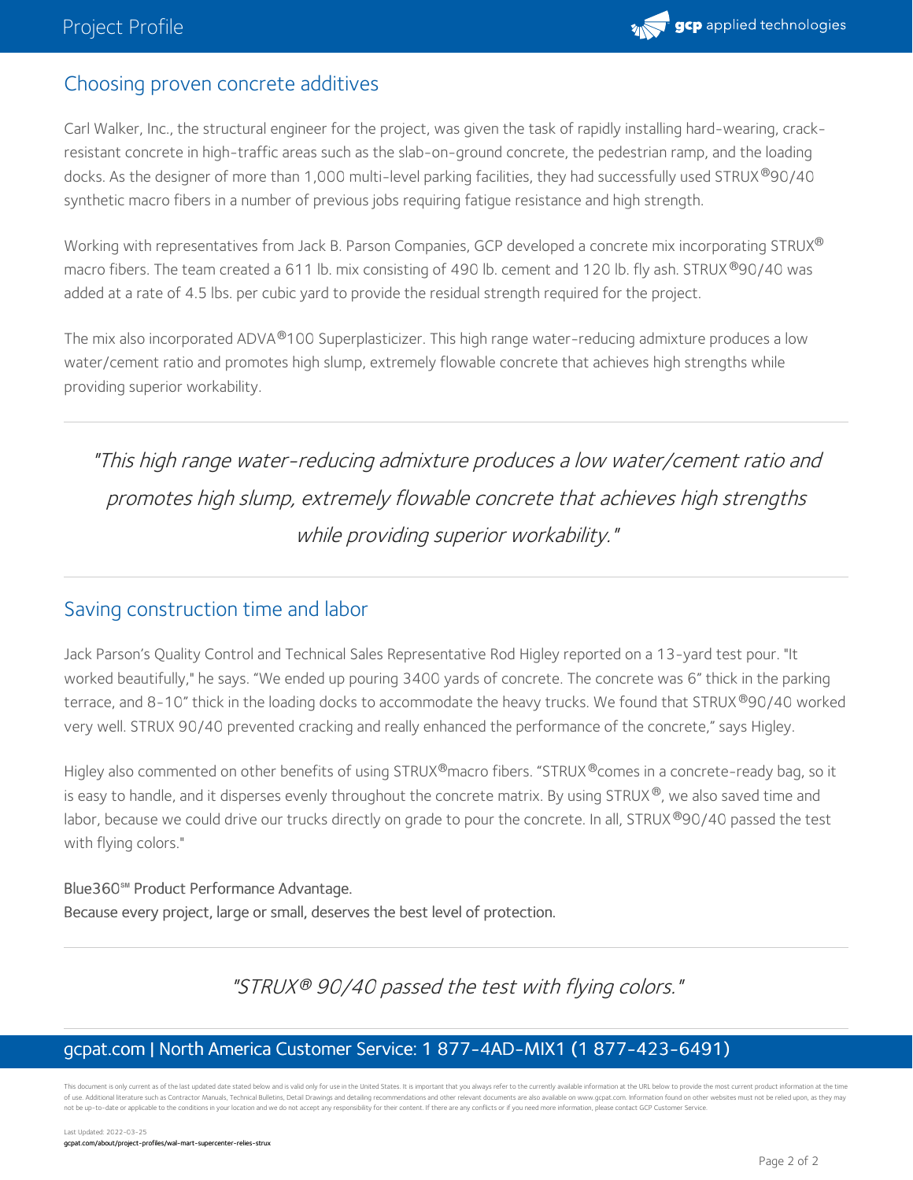## Choosing proven concrete additives

Carl Walker, Inc., the structural engineer for the project, was given the task of rapidly installing hard-wearing, crack-resistant concrete in high-traffic areas such as the slab-on-ground concrete, the pedestrian ramp, and the loading docks. As the designer of more than 1,000 multi-level parking facilities, they had successfully used STRUX®90/40 synthetic macro fibers in a number of previous jobs requiring fatigue resistance and high strength.

Working with representatives from Jack B. Parson Companies, GCP developed a concrete mix incorporating STRUX® macro fibers. The team created a 611 lb. mix consisting of 490 lb. cement and 120 lb. fly ash. STRUX®90/40 was added at a rate of 4.5 lbs. per cubic yard to provide the residual strength required for the project.

The mix also incorporated ADVA®100 Superplasticizer. This high range water-reducing admixture produces a low water/cement ratio and promotes high slump, extremely flowable concrete that achieves high strengths while providing superior workability.

---

> *"This high range water-reducing admixture produces a low water/cement ratio and promotes high slump, extremely flowable concrete that achieves high strengths while providing superior workability."*

---

## Saving construction time and labor

Jack Parson's Quality Control and Technical Sales Representative Rod Higley reported on a 13-yard test pour. "It worked beautifully," he says. "We ended up pouring 3400 yards of concrete. The concrete was 6" thick in the parking terrace, and 8-10" thick in the loading docks to accommodate the heavy trucks. We found that STRUX®90/40 worked very well. STRUX 90/40 prevented cracking and really enhanced the performance of the concrete," says Higley.

Higley also commented on other benefits of using STRUX® macro fibers. "STRUX® comes in a concrete-ready bag, so it is easy to handle, and it disperses evenly throughout the concrete matrix. By using STRUX®, we also saved time and labor, because we could drive our trucks directly on grade to pour the concrete. In all, STRUX®90/40 passed the test with flying colors."

Blue360℠ Product Performance Advantage.
Because every project, large or small, deserves the best level of protection.

---

> *"STRUX® 90/40 passed the test with flying colors."*

---

gcpat.com | North America Customer Service: 1 877-4AD-MIX1 (1 877-423-6491)

This document is only current as of the last updated date stated below and is valid only for use in the United States. It is important that you always refer to the currently available information at the URL below to provide the most current product information at the time of use. Additional literature such as Contractor Manuals, Technical Bulletins, Detail Drawings and detailing recommendations and other relevant documents are also available on www.gcpat.com. Information found on other websites must not be relied upon, as they may not be up-to-date or applicable to the conditions in your location and we do not accept any responsibility for their content. If there are any conflicts or if you need more information, please contact GCP Customer Service.

Last Updated: 2022-03-25
gcpat.com/about/project-profiles/wal-mart-supercenter-relies-strux